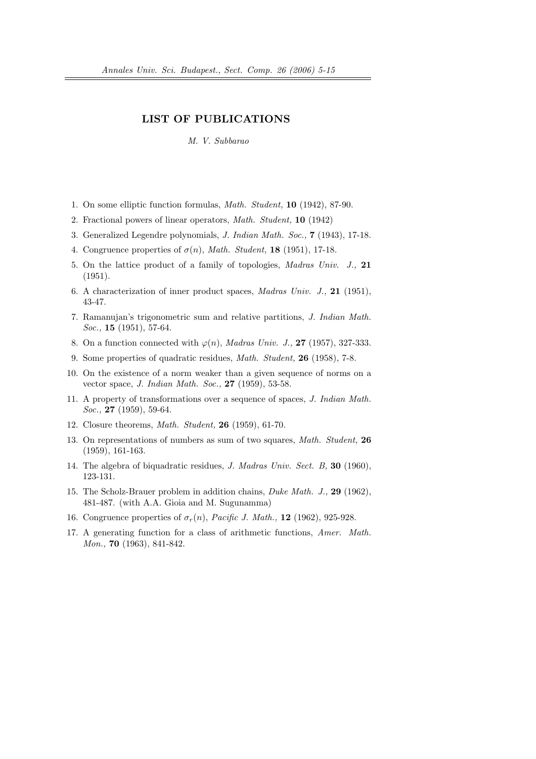# LIST OF PUBLICATIONS

*M. V. Subbarao*

1. On some elliptic function formulas, *Math. Student,* **10** (1942), 87-90.
2. Fractional powers of linear operators, *Math. Student,* **10** (1942)
3. Generalized Legendre polynomials, *J. Indian Math. Soc.,* **7** (1943), 17-18.
4. Congruence properties of $\sigma(n)$, *Math. Student,* **18** (1951), 17-18.
5. On the lattice product of a family of topologies, *Madras Univ. J.,* **21** (1951).
6. A characterization of inner product spaces, *Madras Univ. J.,* **21** (1951), 43-47.
7. Ramanujan's trigonometric sum and relative partitions, *J. Indian Math. Soc.,* **15** (1951), 57-64.
8. On a function connected with $\varphi(n)$, *Madras Univ. J.,* **27** (1957), 327-333.
9. Some properties of quadratic residues, *Math. Student,* **26** (1958), 7-8.
10. On the existence of a norm weaker than a given sequence of norms on a vector space, *J. Indian Math. Soc.,* **27** (1959), 53-58.
11. A property of transformations over a sequence of spaces, *J. Indian Math. Soc.,* **27** (1959), 59-64.
12. Closure theorems, *Math. Student,* **26** (1959), 61-70.
13. On representations of numbers as sum of two squares, *Math. Student,* **26** (1959), 161-163.
14. The algebra of biquadratic residues, *J. Madras Univ. Sect. B,* **30** (1960), 123-131.
15. The Scholz-Brauer problem in addition chains, *Duke Math. J.,* **29** (1962), 481-487. (with A.A. Gioia and M. Sugunamma)
16. Congruence properties of $\sigma_r(n)$, *Pacific J. Math.,* **12** (1962), 925-928.
17. A generating function for a class of arithmetic functions, *Amer. Math. Mon.,* **70** (1963), 841-842.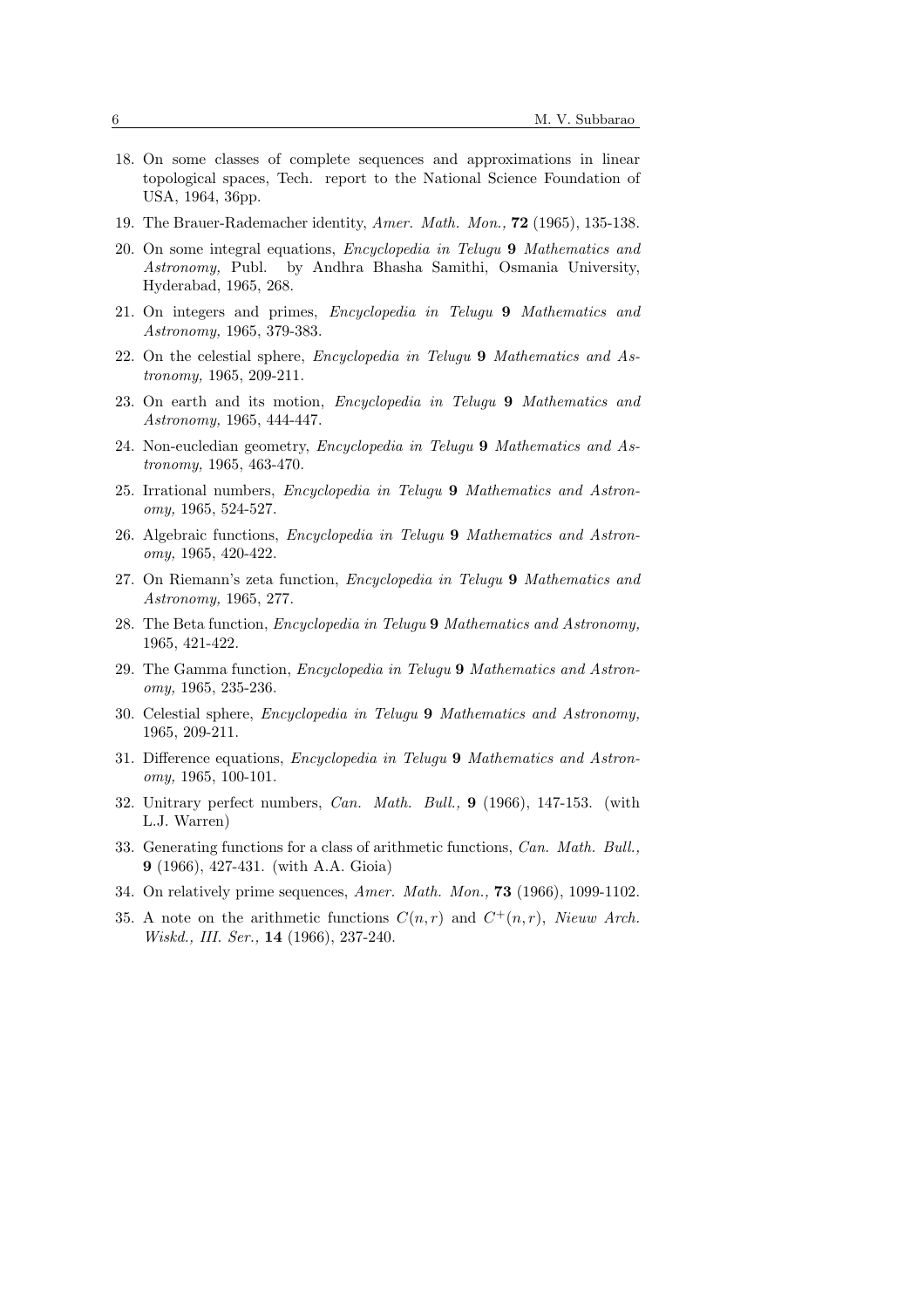18. On some classes of complete sequences and approximations in linear topological spaces, Tech. report to the National Science Foundation of USA, 1964, 36pp.
19. The Brauer-Rademacher identity, *Amer. Math. Mon.,* **72** (1965), 135-138.
20. On some integral equations, *Encyclopedia in Telugu* **9** *Mathematics and Astronomy,* Publ. by Andhra Bhasha Samithi, Osmania University, Hyderabad, 1965, 268.
21. On integers and primes, *Encyclopedia in Telugu* **9** *Mathematics and Astronomy,* 1965, 379-383.
22. On the celestial sphere, *Encyclopedia in Telugu* **9** *Mathematics and Astronomy,* 1965, 209-211.
23. On earth and its motion, *Encyclopedia in Telugu* **9** *Mathematics and Astronomy,* 1965, 444-447.
24. Non-eucledian geometry, *Encyclopedia in Telugu* **9** *Mathematics and Astronomy,* 1965, 463-470.
25. Irrational numbers, *Encyclopedia in Telugu* **9** *Mathematics and Astronomy,* 1965, 524-527.
26. Algebraic functions, *Encyclopedia in Telugu* **9** *Mathematics and Astronomy,* 1965, 420-422.
27. On Riemann's zeta function, *Encyclopedia in Telugu* **9** *Mathematics and Astronomy,* 1965, 277.
28. The Beta function, *Encyclopedia in Telugu* **9** *Mathematics and Astronomy,* 1965, 421-422.
29. The Gamma function, *Encyclopedia in Telugu* **9** *Mathematics and Astronomy,* 1965, 235-236.
30. Celestial sphere, *Encyclopedia in Telugu* **9** *Mathematics and Astronomy,* 1965, 209-211.
31. Difference equations, *Encyclopedia in Telugu* **9** *Mathematics and Astronomy,* 1965, 100-101.
32. Unitrary perfect numbers, *Can. Math. Bull.,* **9** (1966), 147-153. (with L.J. Warren)
33. Generating functions for a class of arithmetic functions, *Can. Math. Bull.,* **9** (1966), 427-431. (with A.A. Gioia)
34. On relatively prime sequences, *Amer. Math. Mon.,* **73** (1966), 1099-1102.
35. A note on the arithmetic functions $C(n, r)$ and $C^+(n, r)$, *Nieuw Arch. Wiskd., III. Ser.,* **14** (1966), 237-240.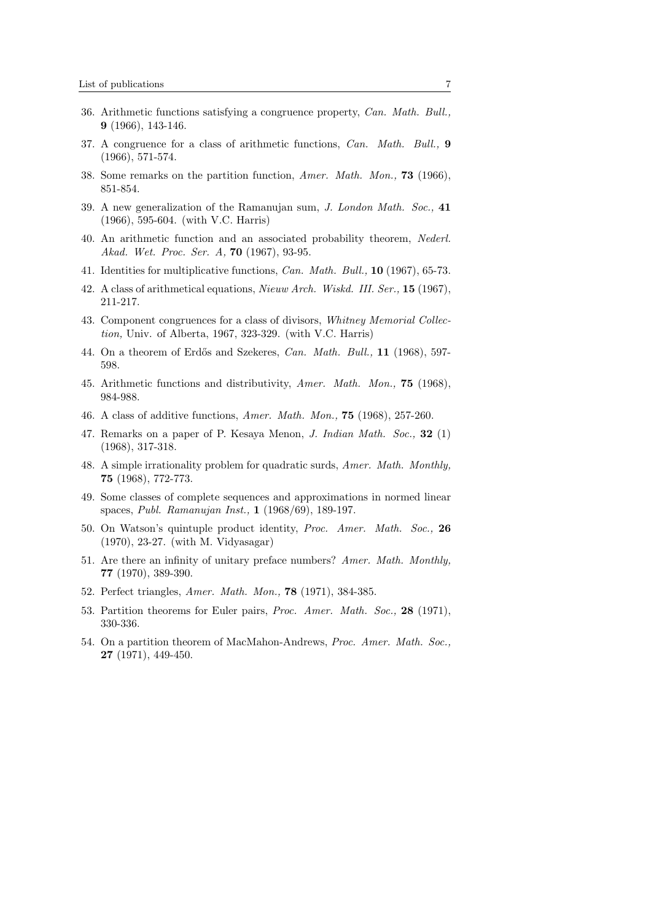36. Arithmetic functions satisfying a congruence property, *Can. Math. Bull.,* **9** (1966), 143-146.
37. A congruence for a class of arithmetic functions, *Can. Math. Bull.,* **9** (1966), 571-574.
38. Some remarks on the partition function, *Amer. Math. Mon.,* **73** (1966), 851-854.
39. A new generalization of the Ramanujan sum, *J. London Math. Soc.,* **41** (1966), 595-604. (with V.C. Harris)
40. An arithmetic function and an associated probability theorem, *Nederl. Akad. Wet. Proc. Ser. A,* **70** (1967), 93-95.
41. Identities for multiplicative functions, *Can. Math. Bull.,* **10** (1967), 65-73.
42. A class of arithmetical equations, *Nieuw Arch. Wiskd. III. Ser.,* **15** (1967), 211-217.
43. Component congruences for a class of divisors, *Whitney Memorial Collection,* Univ. of Alberta, 1967, 323-329. (with V.C. Harris)
44. On a theorem of Erdős and Szekeres, *Can. Math. Bull.,* **11** (1968), 597-598.
45. Arithmetic functions and distributivity, *Amer. Math. Mon.,* **75** (1968), 984-988.
46. A class of additive functions, *Amer. Math. Mon.,* **75** (1968), 257-260.
47. Remarks on a paper of P. Kesaya Menon, *J. Indian Math. Soc.,* **32** (1) (1968), 317-318.
48. A simple irrationality problem for quadratic surds, *Amer. Math. Monthly,* **75** (1968), 772-773.
49. Some classes of complete sequences and approximations in normed linear spaces, *Publ. Ramanujan Inst.,* **1** (1968/69), 189-197.
50. On Watson's quintuple product identity, *Proc. Amer. Math. Soc.,* **26** (1970), 23-27. (with M. Vidyasagar)
51. Are there an infinity of unitary preface numbers? *Amer. Math. Monthly,* **77** (1970), 389-390.
52. Perfect triangles, *Amer. Math. Mon.,* **78** (1971), 384-385.
53. Partition theorems for Euler pairs, *Proc. Amer. Math. Soc.,* **28** (1971), 330-336.
54. On a partition theorem of MacMahon-Andrews, *Proc. Amer. Math. Soc.,* **27** (1971), 449-450.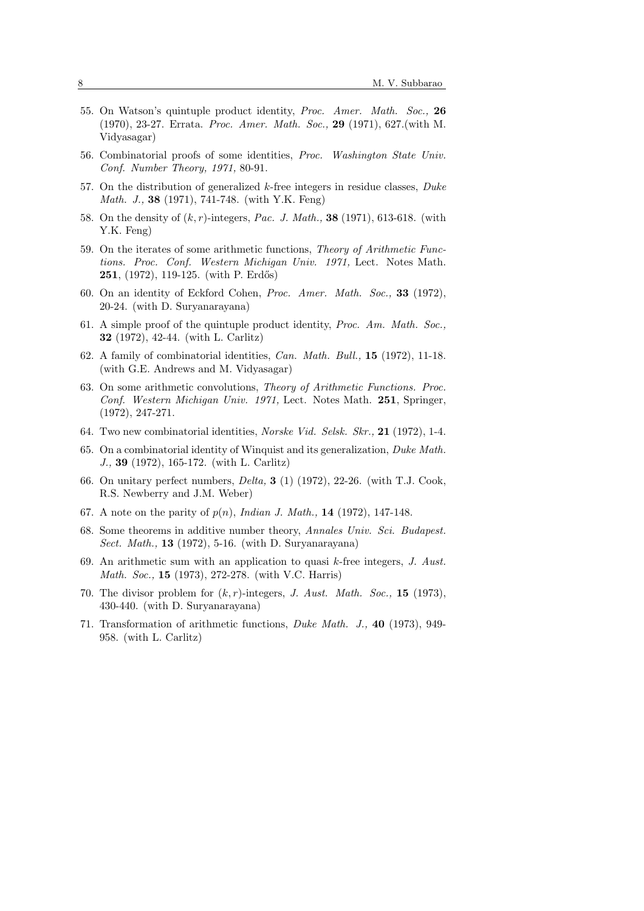55. On Watson's quintuple product identity, *Proc. Amer. Math. Soc.,* **26** (1970), 23-27. Errata. *Proc. Amer. Math. Soc.,* **29** (1971), 627.(with M. Vidyasagar)

56. Combinatorial proofs of some identities, *Proc. Washington State Univ. Conf. Number Theory, 1971,* 80-91.

57. On the distribution of generalized $k$-free integers in residue classes, *Duke Math. J.,* **38** (1971), 741-748. (with Y.K. Feng)

58. On the density of $(k, r)$-integers, *Pac. J. Math.,* **38** (1971), 613-618. (with Y.K. Feng)

59. On the iterates of some arithmetic functions, *Theory of Arithmetic Functions. Proc. Conf. Western Michigan Univ. 1971,* Lect. Notes Math. **251**, (1972), 119-125. (with P. Erdős)

60. On an identity of Eckford Cohen, *Proc. Amer. Math. Soc.,* **33** (1972), 20-24. (with D. Suryanarayana)

61. A simple proof of the quintuple product identity, *Proc. Am. Math. Soc.,* **32** (1972), 42-44. (with L. Carlitz)

62. A family of combinatorial identities, *Can. Math. Bull.,* **15** (1972), 11-18. (with G.E. Andrews and M. Vidyasagar)

63. On some arithmetic convolutions, *Theory of Arithmetic Functions. Proc. Conf. Western Michigan Univ. 1971,* Lect. Notes Math. **251**, Springer, (1972), 247-271.

64. Two new combinatorial identities, *Norske Vid. Selsk. Skr.,* **21** (1972), 1-4.

65. On a combinatorial identity of Winquist and its generalization, *Duke Math. J.,* **39** (1972), 165-172. (with L. Carlitz)

66. On unitary perfect numbers, *Delta,* **3** (1) (1972), 22-26. (with T.J. Cook, R.S. Newberry and J.M. Weber)

67. A note on the parity of $p(n)$, *Indian J. Math.,* **14** (1972), 147-148.

68. Some theorems in additive number theory, *Annales Univ. Sci. Budapest. Sect. Math.,* **13** (1972), 5-16. (with D. Suryanarayana)

69. An arithmetic sum with an application to quasi $k$-free integers, *J. Aust. Math. Soc.,* **15** (1973), 272-278. (with V.C. Harris)

70. The divisor problem for $(k, r)$-integers, *J. Aust. Math. Soc.,* **15** (1973), 430-440. (with D. Suryanarayana)

71. Transformation of arithmetic functions, *Duke Math. J.,* **40** (1973), 949-958. (with L. Carlitz)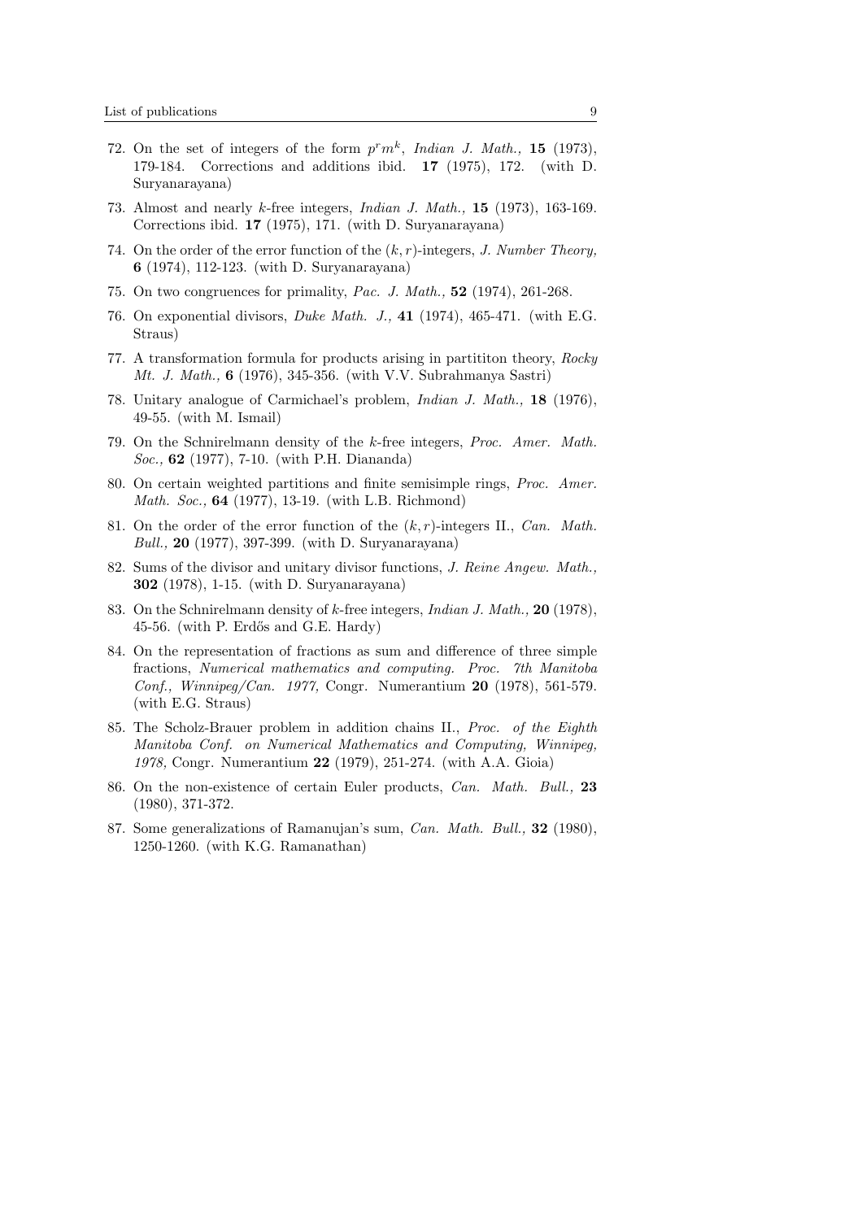72. On the set of integers of the form $p^r m^k$, *Indian J. Math.,* **15** (1973), 179-184. Corrections and additions ibid. **17** (1975), 172. (with D. Suryanarayana)

73. Almost and nearly $k$-free integers, *Indian J. Math.,* **15** (1973), 163-169. Corrections ibid. **17** (1975), 171. (with D. Suryanarayana)

74. On the order of the error function of the $(k, r)$-integers, *J. Number Theory,* **6** (1974), 112-123. (with D. Suryanarayana)

75. On two congruences for primality, *Pac. J. Math.,* **52** (1974), 261-268.

76. On exponential divisors, *Duke Math. J.,* **41** (1974), 465-471. (with E.G. Straus)

77. A transformation formula for products arising in partititon theory, *Rocky Mt. J. Math.,* **6** (1976), 345-356. (with V.V. Subrahmanya Sastri)

78. Unitary analogue of Carmichael's problem, *Indian J. Math.,* **18** (1976), 49-55. (with M. Ismail)

79. On the Schnirelmann density of the $k$-free integers, *Proc. Amer. Math. Soc.,* **62** (1977), 7-10. (with P.H. Diananda)

80. On certain weighted partitions and finite semisimple rings, *Proc. Amer. Math. Soc.,* **64** (1977), 13-19. (with L.B. Richmond)

81. On the order of the error function of the $(k, r)$-integers II., *Can. Math. Bull.,* **20** (1977), 397-399. (with D. Suryanarayana)

82. Sums of the divisor and unitary divisor functions, *J. Reine Angew. Math.,* **302** (1978), 1-15. (with D. Suryanarayana)

83. On the Schnirelmann density of $k$-free integers, *Indian J. Math.,* **20** (1978), 45-56. (with P. Erdős and G.E. Hardy)

84. On the representation of fractions as sum and difference of three simple fractions, *Numerical mathematics and computing. Proc. 7th Manitoba Conf., Winnipeg/Can. 1977,* Congr. Numerantium **20** (1978), 561-579. (with E.G. Straus)

85. The Scholz-Brauer problem in addition chains II., *Proc. of the Eighth Manitoba Conf. on Numerical Mathematics and Computing, Winnipeg, 1978,* Congr. Numerantium **22** (1979), 251-274. (with A.A. Gioia)

86. On the non-existence of certain Euler products, *Can. Math. Bull.,* **23** (1980), 371-372.

87. Some generalizations of Ramanujan's sum, *Can. Math. Bull.,* **32** (1980), 1250-1260. (with K.G. Ramanathan)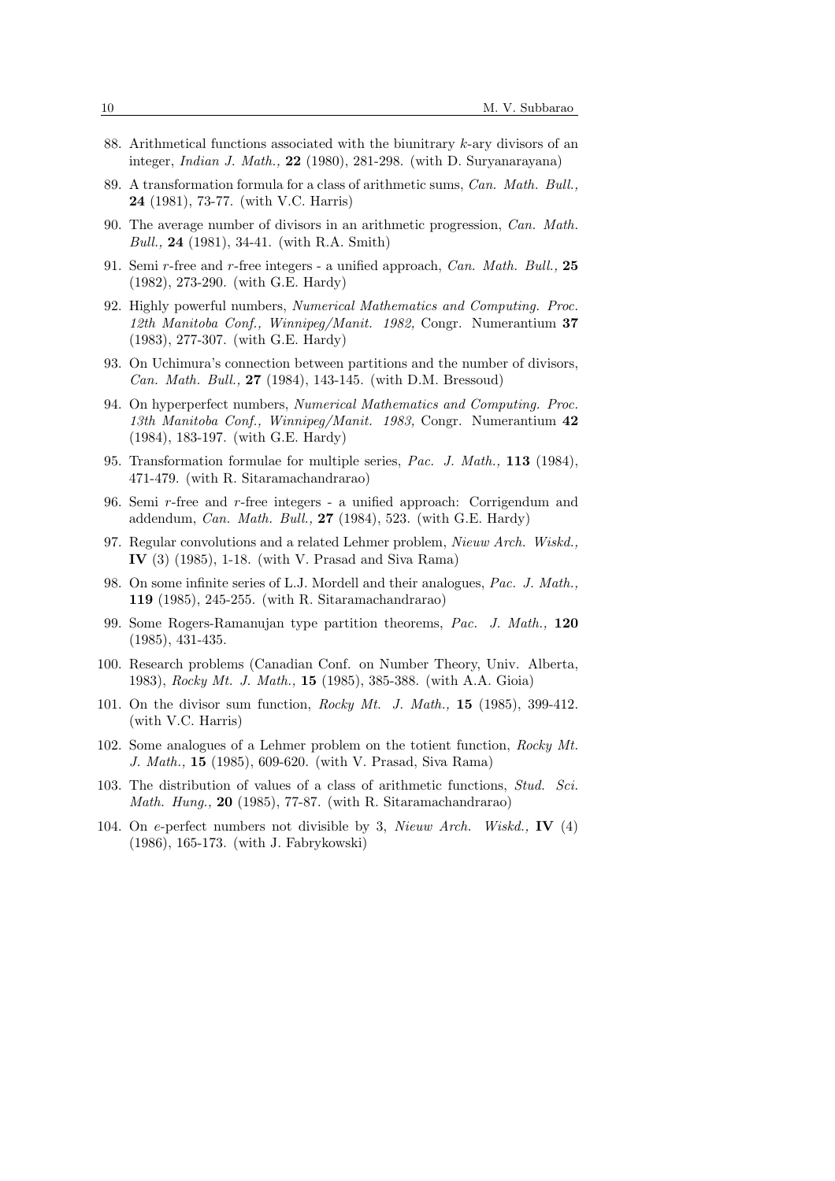88. Arithmetical functions associated with the biunitrary $k$-ary divisors of an integer, *Indian J. Math.,* **22** (1980), 281-298. (with D. Suryanarayana)
89. A transformation formula for a class of arithmetic sums, *Can. Math. Bull.,* **24** (1981), 73-77. (with V.C. Harris)
90. The average number of divisors in an arithmetic progression, *Can. Math. Bull.,* **24** (1981), 34-41. (with R.A. Smith)
91. Semi $r$-free and $r$-free integers - a unified approach, *Can. Math. Bull.,* **25** (1982), 273-290. (with G.E. Hardy)
92. Highly powerful numbers, *Numerical Mathematics and Computing. Proc. 12th Manitoba Conf., Winnipeg/Manit. 1982,* Congr. Numerantium **37** (1983), 277-307. (with G.E. Hardy)
93. On Uchimura's connection between partitions and the number of divisors, *Can. Math. Bull.,* **27** (1984), 143-145. (with D.M. Bressoud)
94. On hyperperfect numbers, *Numerical Mathematics and Computing. Proc. 13th Manitoba Conf., Winnipeg/Manit. 1983,* Congr. Numerantium **42** (1984), 183-197. (with G.E. Hardy)
95. Transformation formulae for multiple series, *Pac. J. Math.,* **113** (1984), 471-479. (with R. Sitaramachandrarao)
96. Semi $r$-free and $r$-free integers - a unified approach: Corrigendum and addendum, *Can. Math. Bull.,* **27** (1984), 523. (with G.E. Hardy)
97. Regular convolutions and a related Lehmer problem, *Nieuw Arch. Wiskd.,* **IV** (3) (1985), 1-18. (with V. Prasad and Siva Rama)
98. On some infinite series of L.J. Mordell and their analogues, *Pac. J. Math.,* **119** (1985), 245-255. (with R. Sitaramachandrarao)
99. Some Rogers-Ramanujan type partition theorems, *Pac. J. Math.,* **120** (1985), 431-435.
100. Research problems (Canadian Conf. on Number Theory, Univ. Alberta, 1983), *Rocky Mt. J. Math.,* **15** (1985), 385-388. (with A.A. Gioia)
101. On the divisor sum function, *Rocky Mt. J. Math.,* **15** (1985), 399-412. (with V.C. Harris)
102. Some analogues of a Lehmer problem on the totient function, *Rocky Mt. J. Math.,* **15** (1985), 609-620. (with V. Prasad, Siva Rama)
103. The distribution of values of a class of arithmetic functions, *Stud. Sci. Math. Hung.,* **20** (1985), 77-87. (with R. Sitaramachandrarao)
104. On $e$-perfect numbers not divisible by 3, *Nieuw Arch. Wiskd.,* **IV** (4) (1986), 165-173. (with J. Fabrykowski)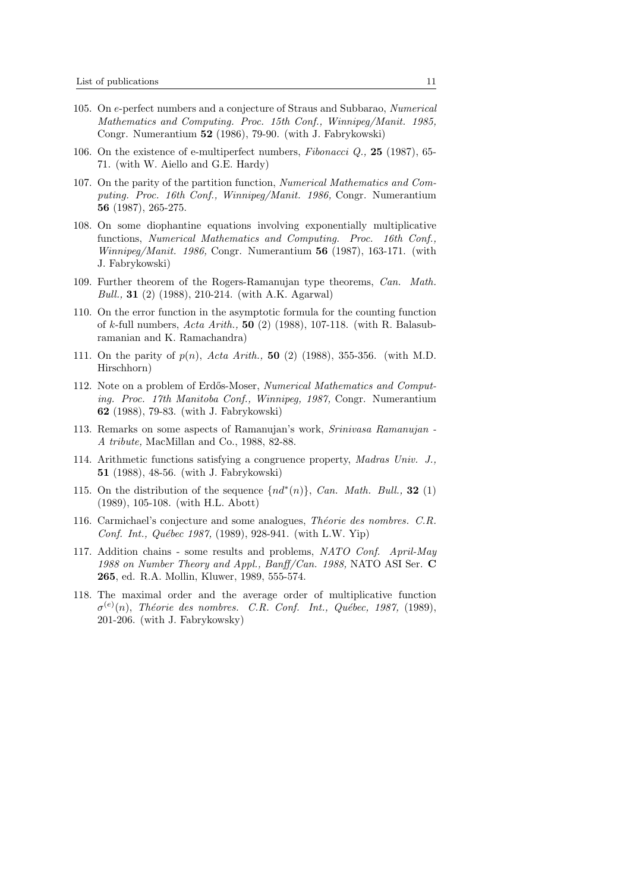105. On $e$-perfect numbers and a conjecture of Straus and Subbarao, *Numerical Mathematics and Computing. Proc. 15th Conf., Winnipeg/Manit. 1985,* Congr. Numerantium **52** (1986), 79-90. (with J. Fabrykowski)

106. On the existence of e-multiperfect numbers, *Fibonacci Q.,* **25** (1987), 65-71. (with W. Aiello and G.E. Hardy)

107. On the parity of the partition function, *Numerical Mathematics and Computing. Proc. 16th Conf., Winnipeg/Manit. 1986,* Congr. Numerantium **56** (1987), 265-275.

108. On some diophantine equations involving exponentially multiplicative functions, *Numerical Mathematics and Computing. Proc. 16th Conf., Winnipeg/Manit. 1986,* Congr. Numerantium **56** (1987), 163-171. (with J. Fabrykowski)

109. Further theorem of the Rogers-Ramanujan type theorems, *Can. Math. Bull.,* **31** (2) (1988), 210-214. (with A.K. Agarwal)

110. On the error function in the asymptotic formula for the counting function of $k$-full numbers, *Acta Arith.,* **50** (2) (1988), 107-118. (with R. Balasubramanian and K. Ramachandra)

111. On the parity of $p(n)$, *Acta Arith.,* **50** (2) (1988), 355-356. (with M.D. Hirschhorn)

112. Note on a problem of Erdős-Moser, *Numerical Mathematics and Computing. Proc. 17th Manitoba Conf., Winnipeg, 1987,* Congr. Numerantium **62** (1988), 79-83. (with J. Fabrykowski)

113. Remarks on some aspects of Ramanujan's work, *Srinivasa Ramanujan - A tribute,* MacMillan and Co., 1988, 82-88.

114. Arithmetic functions satisfying a congruence property, *Madras Univ. J.,* **51** (1988), 48-56. (with J. Fabrykowski)

115. On the distribution of the sequence $\{nd^*(n)\}$, *Can. Math. Bull.,* **32** (1) (1989), 105-108. (with H.L. Abott)

116. Carmichael's conjecture and some analogues, *Théorie des nombres. C.R. Conf. Int., Québec 1987,* (1989), 928-941. (with L.W. Yip)

117. Addition chains - some results and problems, *NATO Conf. April-May 1988 on Number Theory and Appl., Banff/Can. 1988,* NATO ASI Ser. **C** **265**, ed. R.A. Mollin, Kluwer, 1989, 555-574.

118. The maximal order and the average order of multiplicative function $\sigma^{(e)}(n)$, *Théorie des nombres. C.R. Conf. Int., Québec, 1987,* (1989), 201-206. (with J. Fabrykowsky)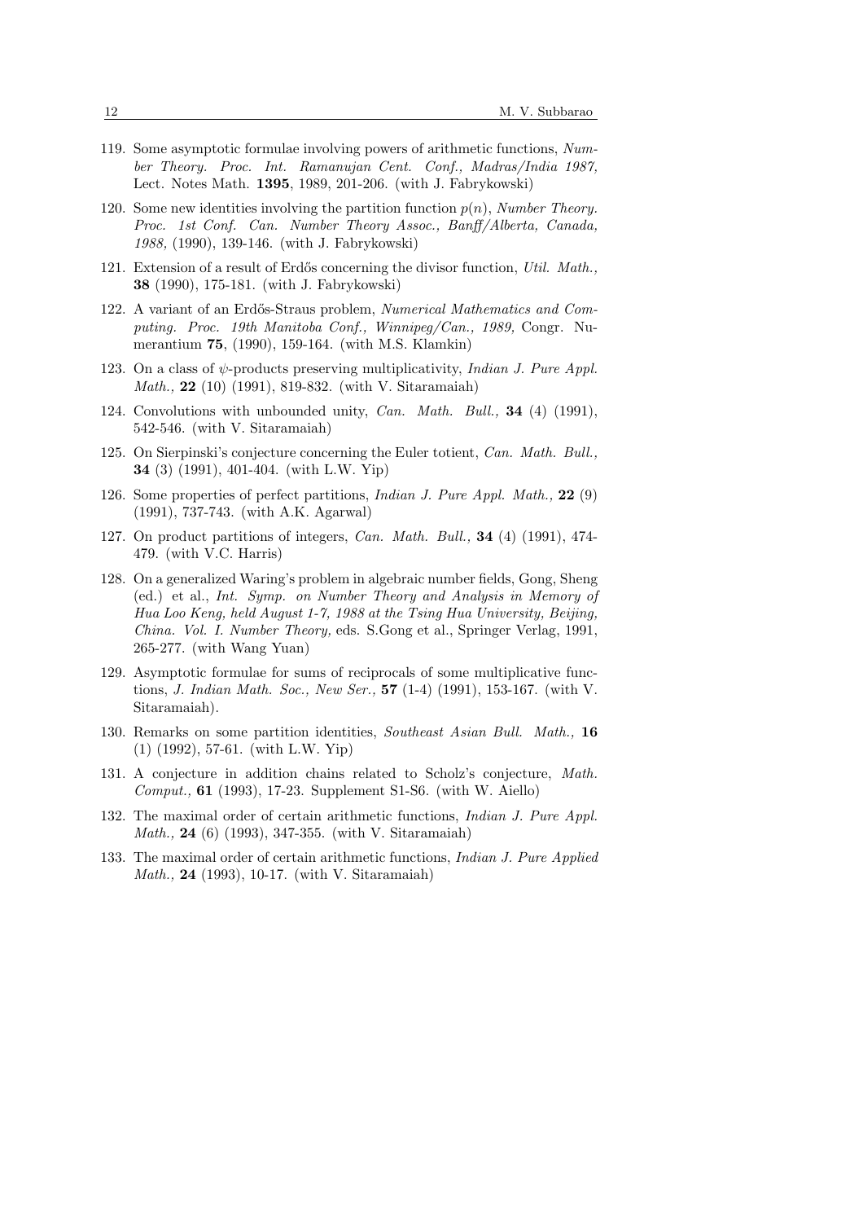119. Some asymptotic formulae involving powers of arithmetic functions, *Number Theory. Proc. Int. Ramanujan Cent. Conf., Madras/India 1987,* Lect. Notes Math. **1395**, 1989, 201-206. (with J. Fabrykowski)

120. Some new identities involving the partition function $p(n)$, *Number Theory. Proc. 1st Conf. Can. Number Theory Assoc., Banff/Alberta, Canada, 1988,* (1990), 139-146. (with J. Fabrykowski)

121. Extension of a result of Erdős concerning the divisor function, *Util. Math.,* **38** (1990), 175-181. (with J. Fabrykowski)

122. A variant of an Erdős-Straus problem, *Numerical Mathematics and Computing. Proc. 19th Manitoba Conf., Winnipeg/Can., 1989,* Congr. Numerantium **75**, (1990), 159-164. (with M.S. Klamkin)

123. On a class of $\psi$-products preserving multiplicativity, *Indian J. Pure Appl. Math.,* **22** (10) (1991), 819-832. (with V. Sitaramaiah)

124. Convolutions with unbounded unity, *Can. Math. Bull.,* **34** (4) (1991), 542-546. (with V. Sitaramaiah)

125. On Sierpinski's conjecture concerning the Euler totient, *Can. Math. Bull.,* **34** (3) (1991), 401-404. (with L.W. Yip)

126. Some properties of perfect partitions, *Indian J. Pure Appl. Math.,* **22** (9) (1991), 737-743. (with A.K. Agarwal)

127. On product partitions of integers, *Can. Math. Bull.,* **34** (4) (1991), 474-479. (with V.C. Harris)

128. On a generalized Waring's problem in algebraic number fields, Gong, Sheng (ed.) et al., *Int. Symp. on Number Theory and Analysis in Memory of Hua Loo Keng, held August 1-7, 1988 at the Tsing Hua University, Beijing, China. Vol. I. Number Theory,* eds. S.Gong et al., Springer Verlag, 1991, 265-277. (with Wang Yuan)

129. Asymptotic formulae for sums of reciprocals of some multiplicative functions, *J. Indian Math. Soc., New Ser.,* **57** (1-4) (1991), 153-167. (with V. Sitaramaiah).

130. Remarks on some partition identities, *Southeast Asian Bull. Math.,* **16** (1) (1992), 57-61. (with L.W. Yip)

131. A conjecture in addition chains related to Scholz's conjecture, *Math. Comput.,* **61** (1993), 17-23. Supplement S1-S6. (with W. Aiello)

132. The maximal order of certain arithmetic functions, *Indian J. Pure Appl. Math.,* **24** (6) (1993), 347-355. (with V. Sitaramaiah)

133. The maximal order of certain arithmetic functions, *Indian J. Pure Applied Math.,* **24** (1993), 10-17. (with V. Sitaramaiah)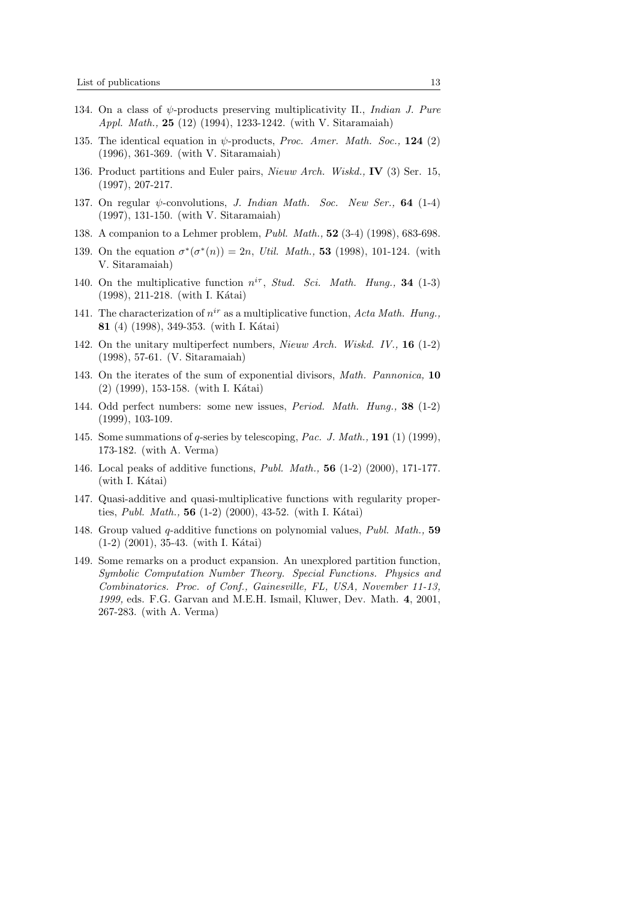134. On a class of $\psi$-products preserving multiplicativity II., *Indian J. Pure Appl. Math.,* **25** (12) (1994), 1233-1242. (with V. Sitaramaiah)

135. The identical equation in $\psi$-products, *Proc. Amer. Math. Soc.,* **124** (2) (1996), 361-369. (with V. Sitaramaiah)

136. Product partitions and Euler pairs, *Nieuw Arch. Wiskd.,* **IV** (3) Ser. 15, (1997), 207-217.

137. On regular $\psi$-convolutions, *J. Indian Math. Soc. New Ser.,* **64** (1-4) (1997), 131-150. (with V. Sitaramaiah)

138. A companion to a Lehmer problem, *Publ. Math.,* **52** (3-4) (1998), 683-698.

139. On the equation $\sigma^*(\sigma^*(n)) = 2n$, *Util. Math.,* **53** (1998), 101-124. (with V. Sitaramaiah)

140. On the multiplicative function $n^{i\tau}$, *Stud. Sci. Math. Hung.,* **34** (1-3) (1998), 211-218. (with I. Kátai)

141. The characterization of $n^{ir}$ as a multiplicative function, *Acta Math. Hung.,* **81** (4) (1998), 349-353. (with I. Kátai)

142. On the unitary multiperfect numbers, *Nieuw Arch. Wiskd. IV.,* **16** (1-2) (1998), 57-61. (V. Sitaramaiah)

143. On the iterates of the sum of exponential divisors, *Math. Pannonica,* **10** (2) (1999), 153-158. (with I. Kátai)

144. Odd perfect numbers: some new issues, *Period. Math. Hung.,* **38** (1-2) (1999), 103-109.

145. Some summations of $q$-series by telescoping, *Pac. J. Math.,* **191** (1) (1999), 173-182. (with A. Verma)

146. Local peaks of additive functions, *Publ. Math.,* **56** (1-2) (2000), 171-177. (with I. Kátai)

147. Quasi-additive and quasi-multiplicative functions with regularity properties, *Publ. Math.,* **56** (1-2) (2000), 43-52. (with I. Kátai)

148. Group valued $q$-additive functions on polynomial values, *Publ. Math.,* **59** (1-2) (2001), 35-43. (with I. Kátai)

149. Some remarks on a product expansion. An unexplored partition function, *Symbolic Computation Number Theory. Special Functions. Physics and Combinatorics. Proc. of Conf., Gainesville, FL, USA, November 11-13, 1999,* eds. F.G. Garvan and M.E.H. Ismail, Kluwer, Dev. Math. **4**, 2001, 267-283. (with A. Verma)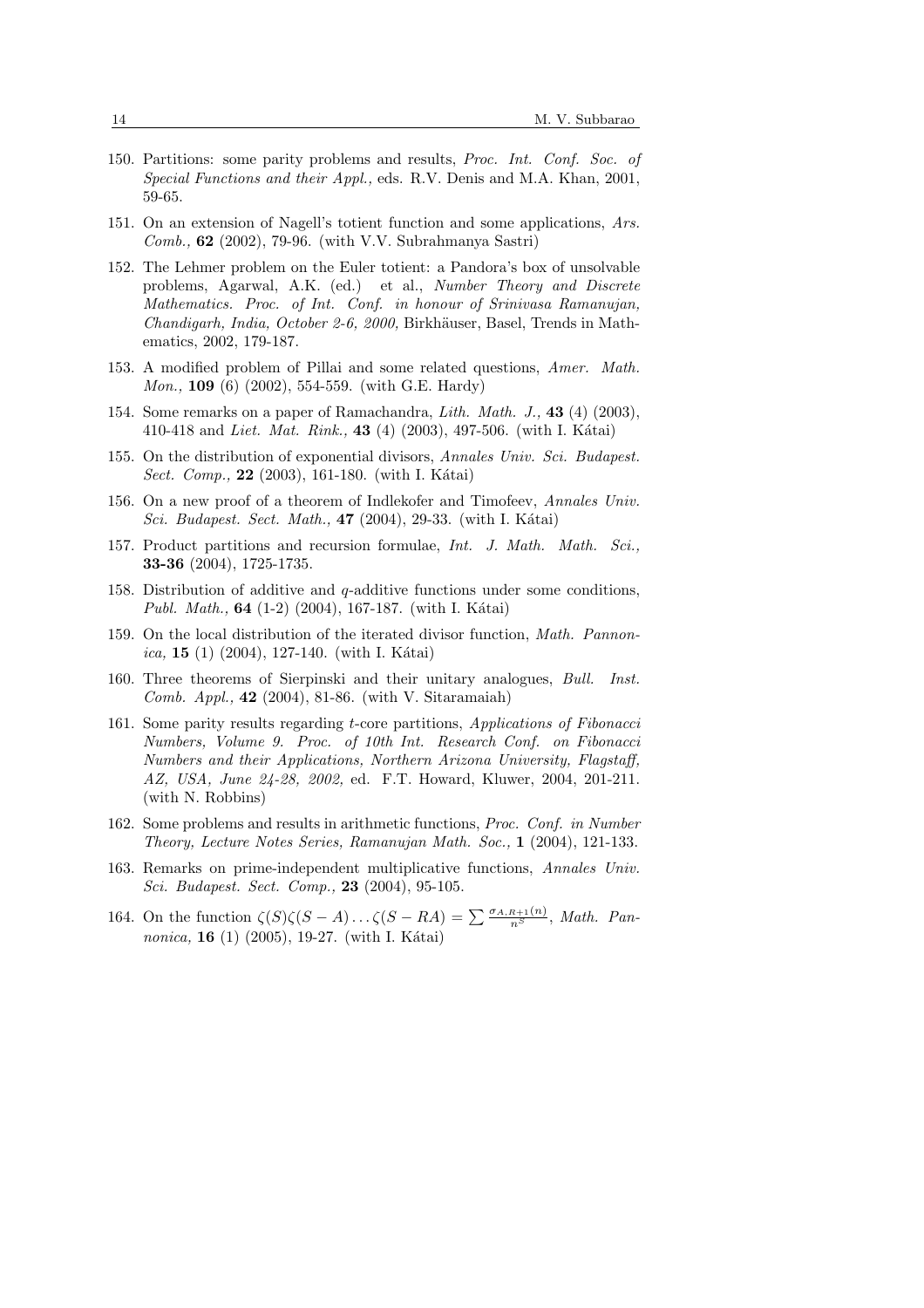150. Partitions: some parity problems and results, *Proc. Int. Conf. Soc. of Special Functions and their Appl.,* eds. R.V. Denis and M.A. Khan, 2001, 59-65.

151. On an extension of Nagell's totient function and some applications, *Ars. Comb.,* **62** (2002), 79-96. (with V.V. Subrahmanya Sastri)

152. The Lehmer problem on the Euler totient: a Pandora's box of unsolvable problems, Agarwal, A.K. (ed.) et al., *Number Theory and Discrete Mathematics. Proc. of Int. Conf. in honour of Srinivasa Ramanujan, Chandigarh, India, October 2-6, 2000,* Birkhäuser, Basel, Trends in Mathematics, 2002, 179-187.

153. A modified problem of Pillai and some related questions, *Amer. Math. Mon.,* **109** (6) (2002), 554-559. (with G.E. Hardy)

154. Some remarks on a paper of Ramachandra, *Lith. Math. J.,* **43** (4) (2003), 410-418 and *Liet. Mat. Rink.,* **43** (4) (2003), 497-506. (with I. Kátai)

155. On the distribution of exponential divisors, *Annales Univ. Sci. Budapest. Sect. Comp.,* **22** (2003), 161-180. (with I. Kátai)

156. On a new proof of a theorem of Indlekofer and Timofeev, *Annales Univ. Sci. Budapest. Sect. Math.,* **47** (2004), 29-33. (with I. Kátai)

157. Product partitions and recursion formulae, *Int. J. Math. Math. Sci.,* **33-36** (2004), 1725-1735.

158. Distribution of additive and $q$-additive functions under some conditions, *Publ. Math.,* **64** (1-2) (2004), 167-187. (with I. Kátai)

159. On the local distribution of the iterated divisor function, *Math. Pannonica,* **15** (1) (2004), 127-140. (with I. Kátai)

160. Three theorems of Sierpinski and their unitary analogues, *Bull. Inst. Comb. Appl.,* **42** (2004), 81-86. (with V. Sitaramaiah)

161. Some parity results regarding $t$-core partitions, *Applications of Fibonacci Numbers, Volume 9. Proc. of 10th Int. Research Conf. on Fibonacci Numbers and their Applications, Northern Arizona University, Flagstaff, AZ, USA, June 24-28, 2002,* ed. F.T. Howard, Kluwer, 2004, 201-211. (with N. Robbins)

162. Some problems and results in arithmetic functions, *Proc. Conf. in Number Theory, Lecture Notes Series, Ramanujan Math. Soc.,* **1** (2004), 121-133.

163. Remarks on prime-independent multiplicative functions, *Annales Univ. Sci. Budapest. Sect. Comp.,* **23** (2004), 95-105.

164. On the function $\zeta(S)\zeta(S-A)\ldots\zeta(S-RA) = \sum \frac{\sigma_{A,R+1}(n)}{n^S}$, *Math. Pannonica,* **16** (1) (2005), 19-27. (with I. Kátai)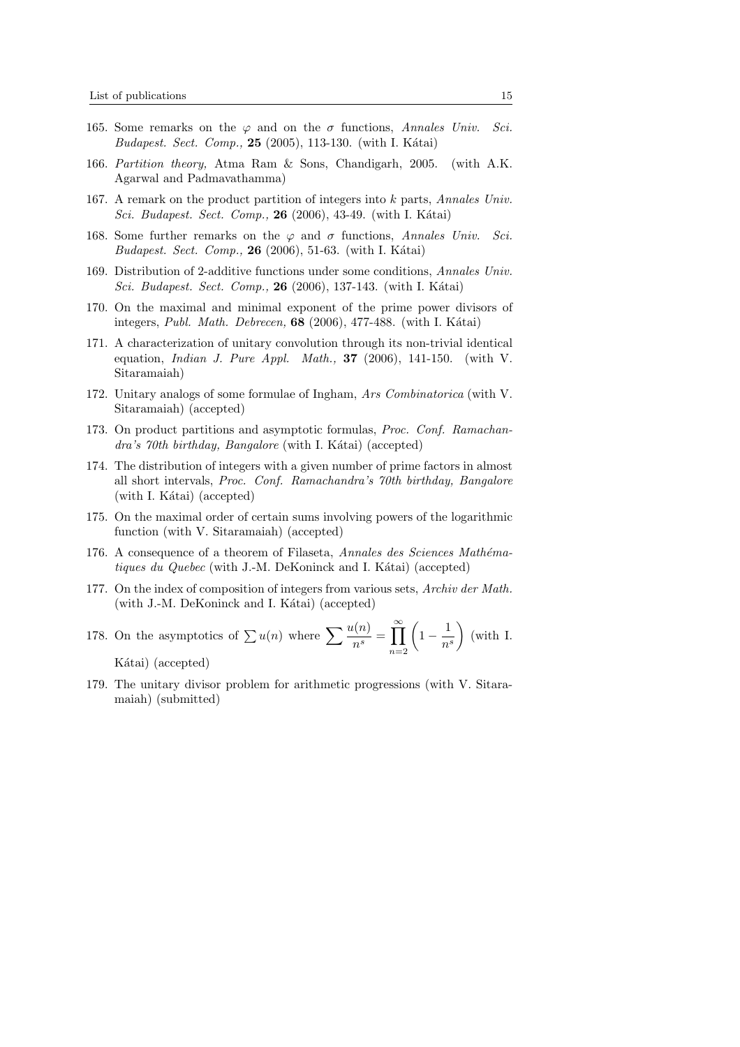165. Some remarks on the $\varphi$ and on the $\sigma$ functions, *Annales Univ. Sci. Budapest. Sect. Comp.,* **25** (2005), 113-130. (with I. Kátai)

166. *Partition theory,* Atma Ram & Sons, Chandigarh, 2005. (with A.K. Agarwal and Padmavathamma)

167. A remark on the product partition of integers into $k$ parts, *Annales Univ. Sci. Budapest. Sect. Comp.,* **26** (2006), 43-49. (with I. Kátai)

168. Some further remarks on the $\varphi$ and $\sigma$ functions, *Annales Univ. Sci. Budapest. Sect. Comp.,* **26** (2006), 51-63. (with I. Kátai)

169. Distribution of 2-additive functions under some conditions, *Annales Univ. Sci. Budapest. Sect. Comp.,* **26** (2006), 137-143. (with I. Kátai)

170. On the maximal and minimal exponent of the prime power divisors of integers, *Publ. Math. Debrecen,* **68** (2006), 477-488. (with I. Kátai)

171. A characterization of unitary convolution through its non-trivial identical equation, *Indian J. Pure Appl. Math.,* **37** (2006), 141-150. (with V. Sitaramaiah)

172. Unitary analogs of some formulae of Ingham, *Ars Combinatorica* (with V. Sitaramaiah) (accepted)

173. On product partitions and asymptotic formulas, *Proc. Conf. Ramachandra's 70th birthday, Bangalore* (with I. Kátai) (accepted)

174. The distribution of integers with a given number of prime factors in almost all short intervals, *Proc. Conf. Ramachandra's 70th birthday, Bangalore* (with I. Kátai) (accepted)

175. On the maximal order of certain sums involving powers of the logarithmic function (with V. Sitaramaiah) (accepted)

176. A consequence of a theorem of Filaseta, *Annales des Sciences Mathématiques du Quebec* (with J.-M. DeKoninck and I. Kátai) (accepted)

177. On the index of composition of integers from various sets, *Archiv der Math.* (with J.-M. DeKoninck and I. Kátai) (accepted)

178. On the asymptotics of $\sum u(n)$ where $\sum \frac{u(n)}{n^s} = \prod_{n=2}^{\infty} \left(1 - \frac{1}{n^s}\right)$ (with I. Kátai) (accepted)

179. The unitary divisor problem for arithmetic progressions (with V. Sitaramaiah) (submitted)